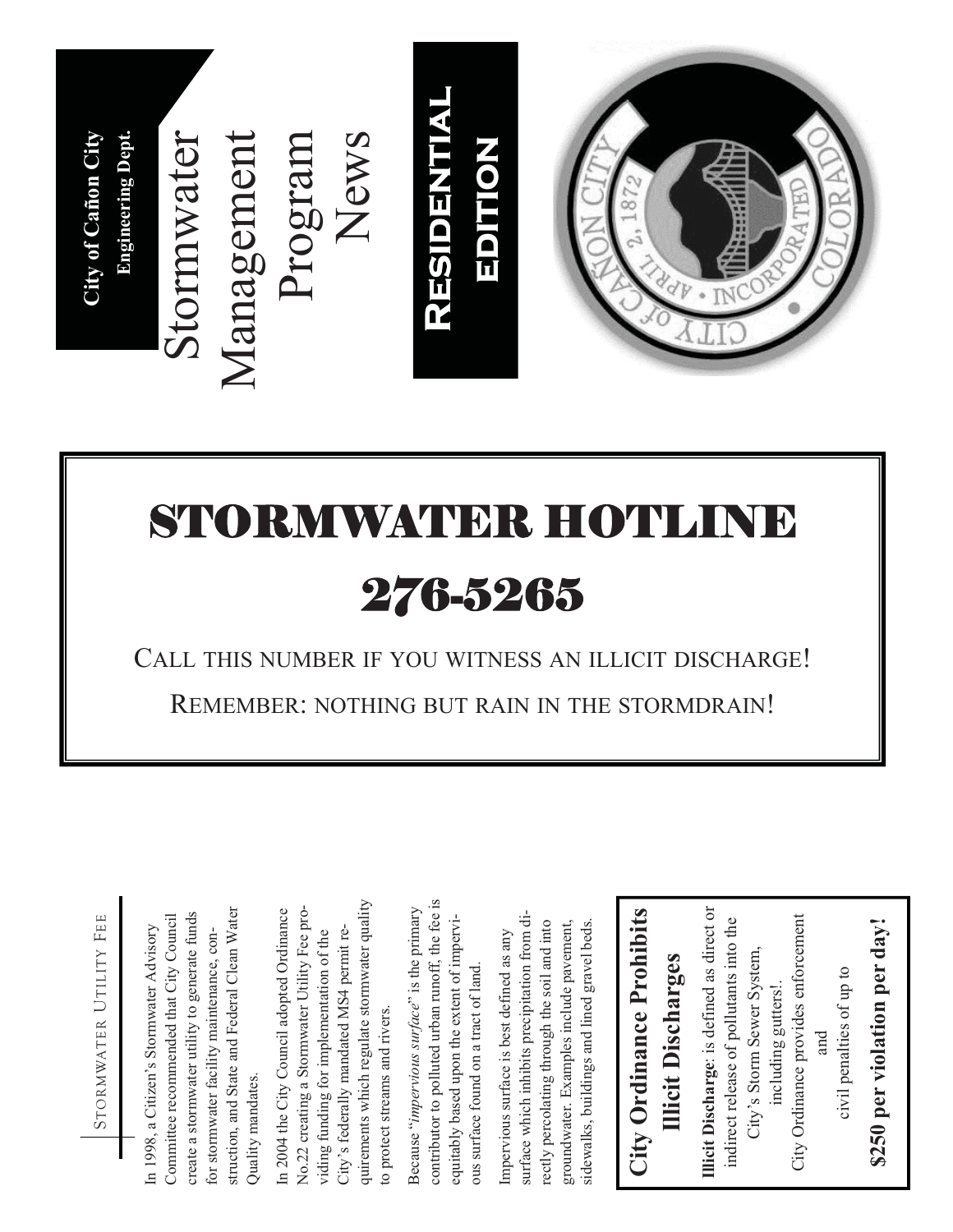**City of Cañon City**
**Engineering Dept.**

# Stormwater Management Program News

## Residential Edition

# STORMWATER HOTLINE

# 276-5265

Call this number if you witness an illicit discharge!

Remember: nothing but rain in the stormdrain!

## Stormwater Utility Fee

In 1998, a Citizen's Stormwater Advisory Committee recommended that City Council create a stormwater utility to generate funds for stormwater facility maintenance, construction, and State and Federal Clean Water Quality mandates.

In 2004 the City Council adopted Ordinance No.22 creating a Stormwater Utility Fee providing funding for implementation of the City's federally mandated MS4 permit requirements which regulate stormwater quality to protect streams and rivers.

Because "*impervious surface*" is the primary contributor to polluted urban runoff, the fee is equitably based upon the extent of impervious surface found on a tract of land.

Impervious surface is best defined as any surface which inhibits precipitation from directly percolating through the soil and into groundwater. Examples include pavement, sidewalks, buildings and lined gravel beds.

## City Ordinance Prohibits Illicit Discharges

**Illicit Discharge**: is defined as direct or indirect release of pollutants into the City's Storm Sewer System, including gutters!.

City Ordinance provides enforcement and civil penalties of up to

**$250 per violation per day!**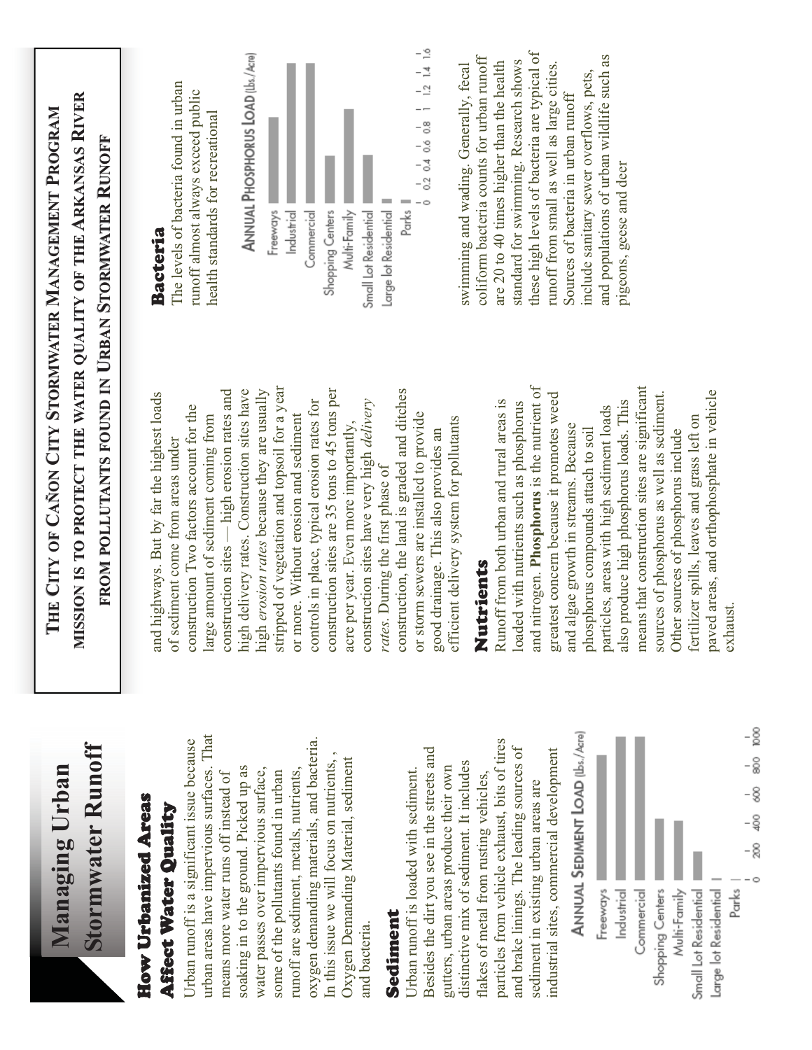# Managing Urban Stormwater Runoff

## How Urbanized Areas Affect Water Quality

Urban runoff is a significant issue because urban areas have impervious surfaces. That means more water runs off instead of soaking in to the ground. Picked up as water passes over impervious surface, some of the pollutants found in urban runoff are sediment, metals, nutrients, oxygen demanding materials, and bacteria. In this issue we will focus on nutrients, , Oxygen Demanding Material, sediment and bacteria.

## Sediment

Urban runoff is loaded with sediment. Besides the dirt you see in the streets and gutters, urban areas produce their own distinctive mix of sediment. It includes flakes of metal from rusting vehicles, particles from vehicle exhaust, bits of tires and brake linings. The leading sources of sediment in existing urban areas are industrial sites, commercial development

ANNUAL SEDIMENT LOAD (lbs./Acre)

Freeways
Industrial
Commercial
Shopping Centers
Multi-Family
Small Lot Residential
Large lot Residential
Parks

0 200 400 600 800 1000

and highways. But by far the highest loads of sediment come from areas under construction Two factors account for the large amount of sediment coming from construction sites — high erosion rates and high delivery rates. Construction sites have high *erosion rates* because they are usually stripped of vegetation and topsoil for a year or more. Without erosion and sediment controls in place, typical erosion rates for construction sites are 35 tons to 45 tons per acre per year. Even more importantly, construction sites have very high *delivery rates*. During the first phase of construction, the land is graded and ditches or storm sewers are installed to provide good drainage. This also provides an efficient delivery system for pollutants

## Nutrients

Runoff from both urban and rural areas is loaded with nutrients such as phosphorus and nitrogen. **Phosphorus** is the nutrient of greatest concern because it promotes weed and algae growth in streams. Because phosphorus compounds attach to soil particles, areas with high sediment loads also produce high phosphorus loads. This means that construction sites are significant sources of phosphorus as well as sediment. Other sources of phosphorus include fertilizer spills, leaves and grass left on paved areas, and orthophosphate in vehicle exhaust.

**THE CITY OF CAÑON CITY STORMWATER MANAGEMENT PROGRAM MISSION IS TO PROTECT THE WATER QUALITY OF THE ARKANSAS RIVER FROM POLLUTANTS FOUND IN URBAN STORMWATER RUNOFF**

## Bacteria

The levels of bacteria found in urban runoff almost always exceed public health standards for recreational

ANNUAL PHOSPHORUS LOAD (lbs./Acre)

Freeways
Industrial
Commercial
Shopping Centers
Multi-Family
Small Lot Residential
Large lot Residential
Parks

0 0.2 0.4 0.6 0.8 1 1.2 1.4 1.6

swimming and wading. Generally, fecal coliform bacteria counts for urban runoff are 20 to 40 times higher than the health standard for swimming. Research shows these high levels of bacteria are typical of runoff from small as well as large cities. Sources of bacteria in urban runoff include sanitary sewer overflows, pets, and populations of urban wildlife such as pigeons, geese and deer